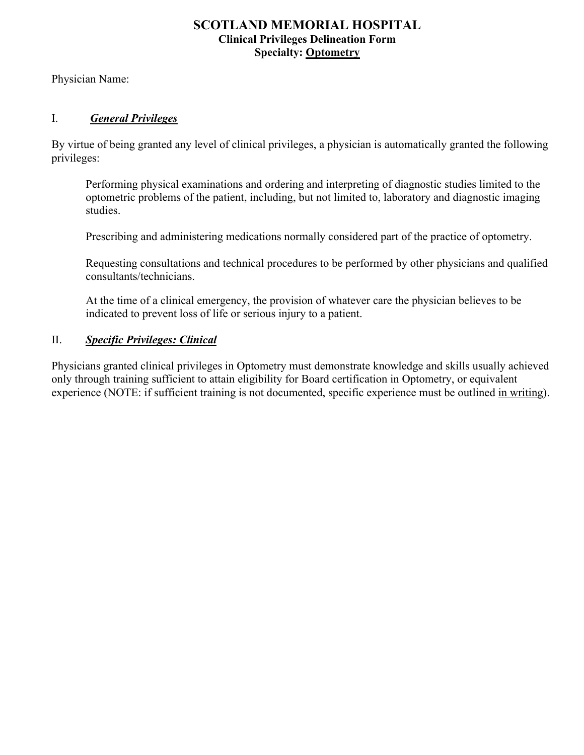# SCOTLAND MEMORIAL HOSPITAL

**Clinical Privileges Delineation Form**

**Specialty: <u>Optometry</u>**

Physician Name:

## I. ***General Privileges***

By virtue of being granted any level of clinical privileges, a physician is automatically granted the following privileges:

> Performing physical examinations and ordering and interpreting of diagnostic studies limited to the optometric problems of the patient, including, but not limited to, laboratory and diagnostic imaging studies.
>
> Prescribing and administering medications normally considered part of the practice of optometry.
>
> Requesting consultations and technical procedures to be performed by other physicians and qualified consultants/technicians.
>
> At the time of a clinical emergency, the provision of whatever care the physician believes to be indicated to prevent loss of life or serious injury to a patient.

## II. ***Specific Privileges: Clinical***

Physicians granted clinical privileges in Optometry must demonstrate knowledge and skills usually achieved only through training sufficient to attain eligibility for Board certification in Optometry, or equivalent experience (NOTE: if sufficient training is not documented, specific experience must be outlined <u>in writing</u>).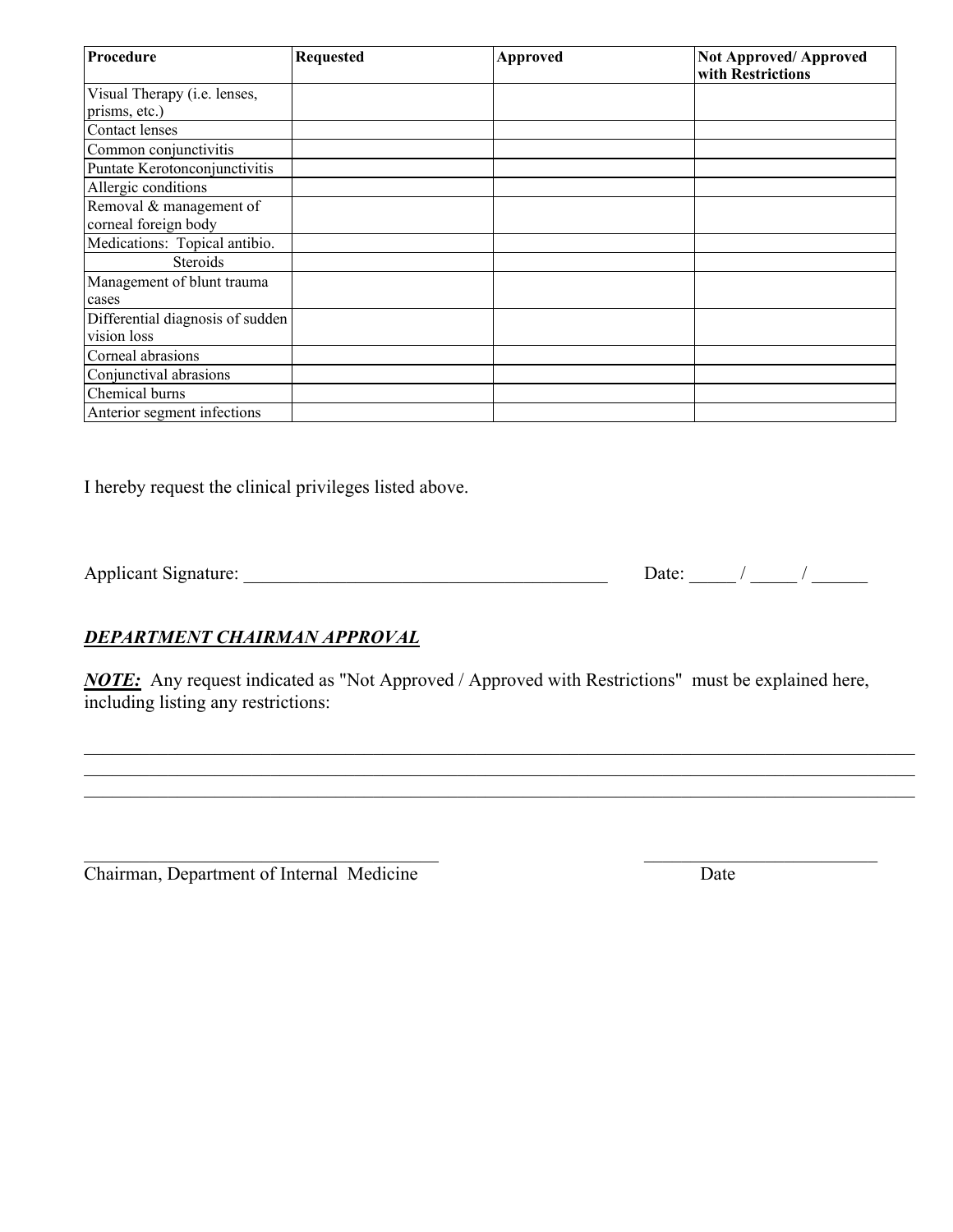| Procedure | Requested | Approved | Not Approved/ Approved with Restrictions |
|---|---|---|---|
| Visual Therapy (i.e. lenses, prisms, etc.) | | | |
| Contact lenses | | | |
| Common conjunctivitis | | | |
| Puntate Kerotonconjunctivitis | | | |
| Allergic conditions | | | |
| Removal & management of corneal foreign body | | | |
| Medications: Topical antibio. | | | |
| Steroids | | | |
| Management of blunt trauma cases | | | |
| Differential diagnosis of sudden vision loss | | | |
| Corneal abrasions | | | |
| Conjunctival abrasions | | | |
| Chemical burns | | | |
| Anterior segment infections | | | |

I hereby request the clinical privileges listed above.

Applicant Signature: ________________________________________ Date: _____ / _____ / ______

***DEPARTMENT CHAIRMAN APPROVAL***

***NOTE:*** Any request indicated as "Not Approved / Approved with Restrictions" must be explained here, including listing any restrictions:

_____________________________________________________________________________________________
_____________________________________________________________________________________________
_____________________________________________________________________________________________

_______________________________________ _________________________

Chairman, Department of Internal Medicine Date